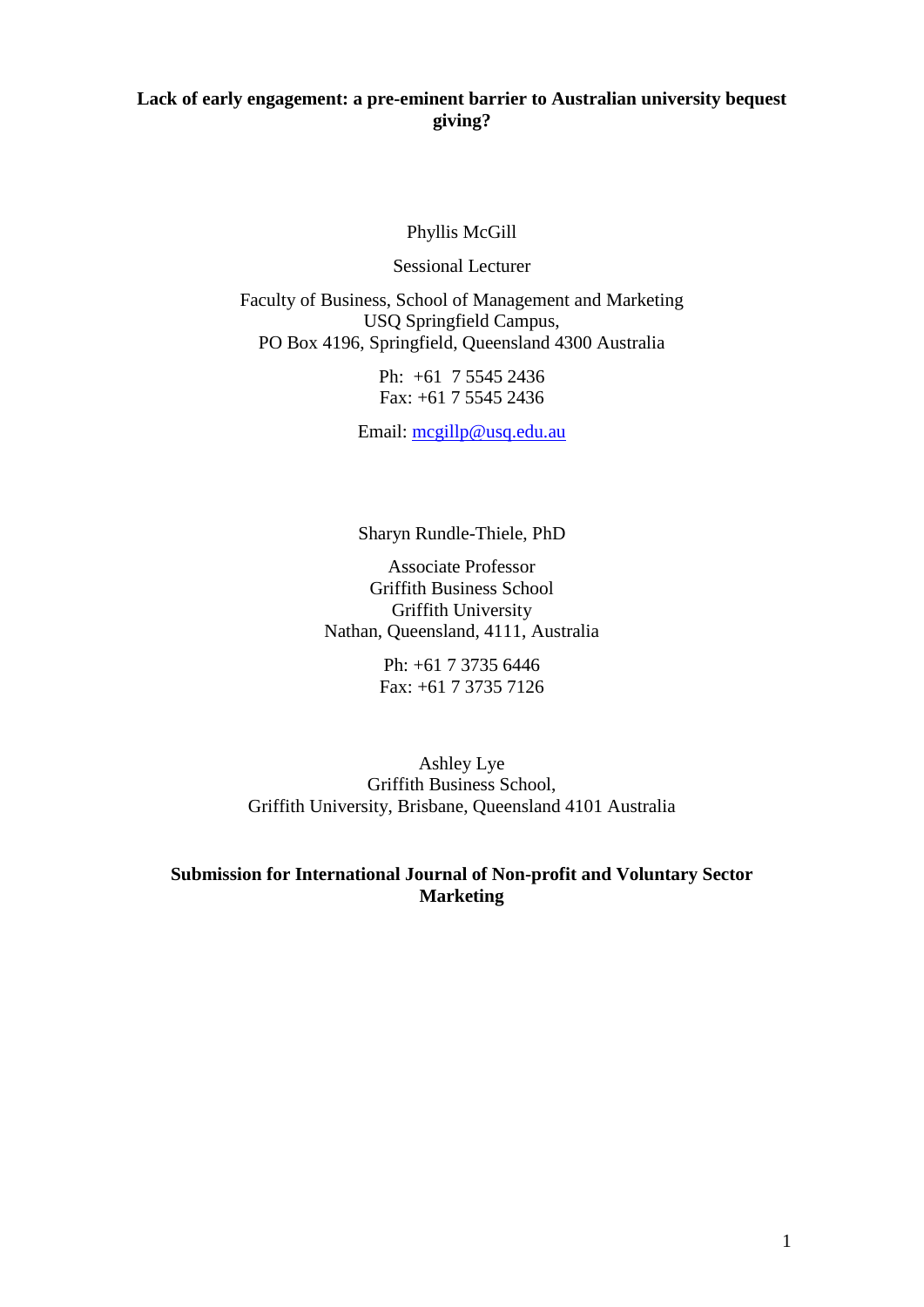# Lack of early engagement: a pre-eminent barrier to Australian university bequest giving?

Phyllis McGill

Sessional Lecturer

Faculty of Business, School of Management and Marketing
USQ Springfield Campus,
PO Box 4196, Springfield, Queensland 4300 Australia

Ph: +61 7 5545 2436
Fax: +61 7 5545 2436

Email: mcgillp@usq.edu.au

Sharyn Rundle-Thiele, PhD

Associate Professor
Griffith Business School
Griffith University
Nathan, Queensland, 4111, Australia

Ph: +61 7 3735 6446
Fax: +61 7 3735 7126

Ashley Lye
Griffith Business School,
Griffith University, Brisbane, Queensland 4101 Australia

**Submission for International Journal of Non-profit and Voluntary Sector Marketing**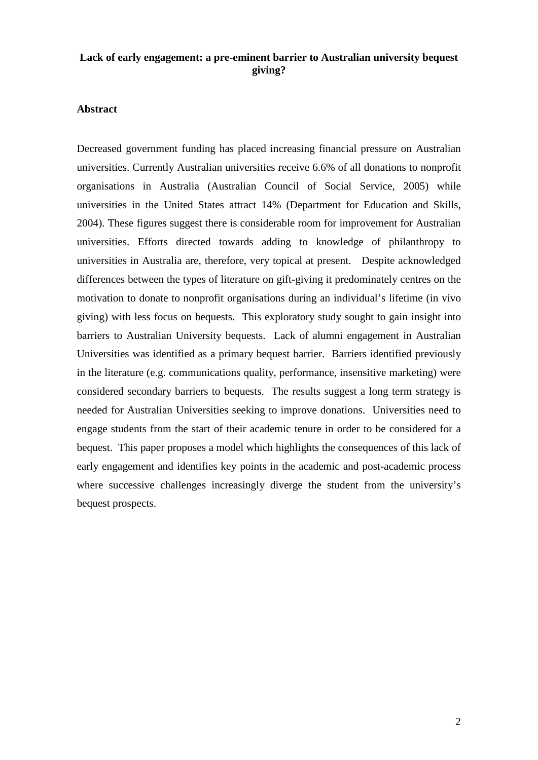# Lack of early engagement: a pre-eminent barrier to Australian university bequest giving?

## Abstract

Decreased government funding has placed increasing financial pressure on Australian universities. Currently Australian universities receive 6.6% of all donations to nonprofit organisations in Australia (Australian Council of Social Service, 2005) while universities in the United States attract 14% (Department for Education and Skills, 2004). These figures suggest there is considerable room for improvement for Australian universities. Efforts directed towards adding to knowledge of philanthropy to universities in Australia are, therefore, very topical at present. Despite acknowledged differences between the types of literature on gift-giving it predominately centres on the motivation to donate to nonprofit organisations during an individual's lifetime (in vivo giving) with less focus on bequests. This exploratory study sought to gain insight into barriers to Australian University bequests. Lack of alumni engagement in Australian Universities was identified as a primary bequest barrier. Barriers identified previously in the literature (e.g. communications quality, performance, insensitive marketing) were considered secondary barriers to bequests. The results suggest a long term strategy is needed for Australian Universities seeking to improve donations. Universities need to engage students from the start of their academic tenure in order to be considered for a bequest. This paper proposes a model which highlights the consequences of this lack of early engagement and identifies key points in the academic and post-academic process where successive challenges increasingly diverge the student from the university's bequest prospects.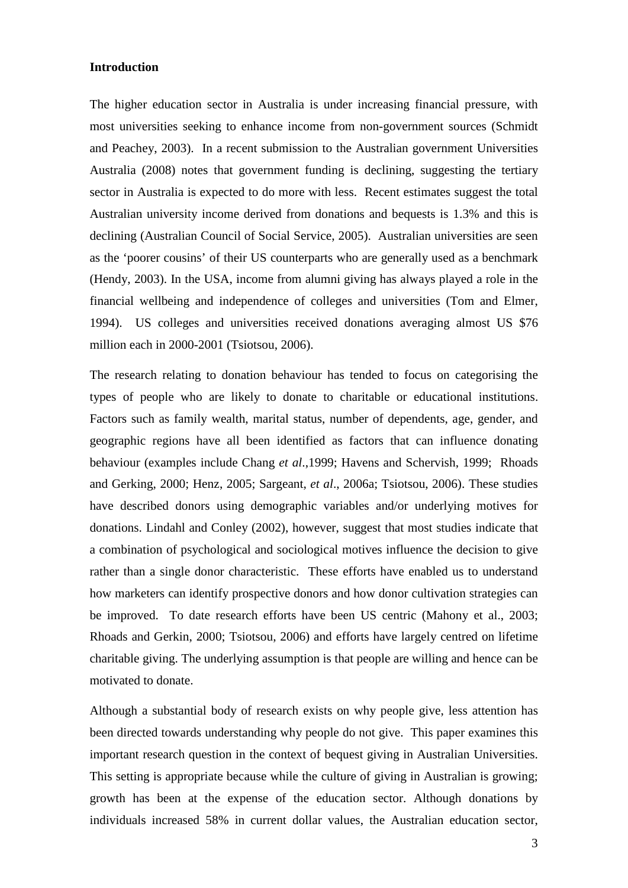**Introduction**

The higher education sector in Australia is under increasing financial pressure, with most universities seeking to enhance income from non-government sources (Schmidt and Peachey, 2003). In a recent submission to the Australian government Universities Australia (2008) notes that government funding is declining, suggesting the tertiary sector in Australia is expected to do more with less. Recent estimates suggest the total Australian university income derived from donations and bequests is 1.3% and this is declining (Australian Council of Social Service, 2005). Australian universities are seen as the 'poorer cousins' of their US counterparts who are generally used as a benchmark (Hendy, 2003). In the USA, income from alumni giving has always played a role in the financial wellbeing and independence of colleges and universities (Tom and Elmer, 1994). US colleges and universities received donations averaging almost US $76 million each in 2000-2001 (Tsiotsou, 2006).

The research relating to donation behaviour has tended to focus on categorising the types of people who are likely to donate to charitable or educational institutions. Factors such as family wealth, marital status, number of dependents, age, gender, and geographic regions have all been identified as factors that can influence donating behaviour (examples include Chang *et al*.,1999; Havens and Schervish, 1999; Rhoads and Gerking, 2000; Henz, 2005; Sargeant, *et al*., 2006a; Tsiotsou, 2006). These studies have described donors using demographic variables and/or underlying motives for donations. Lindahl and Conley (2002), however, suggest that most studies indicate that a combination of psychological and sociological motives influence the decision to give rather than a single donor characteristic. These efforts have enabled us to understand how marketers can identify prospective donors and how donor cultivation strategies can be improved. To date research efforts have been US centric (Mahony et al., 2003; Rhoads and Gerkin, 2000; Tsiotsou, 2006) and efforts have largely centred on lifetime charitable giving. The underlying assumption is that people are willing and hence can be motivated to donate.

Although a substantial body of research exists on why people give, less attention has been directed towards understanding why people do not give. This paper examines this important research question in the context of bequest giving in Australian Universities. This setting is appropriate because while the culture of giving in Australian is growing; growth has been at the expense of the education sector. Although donations by individuals increased 58% in current dollar values, the Australian education sector,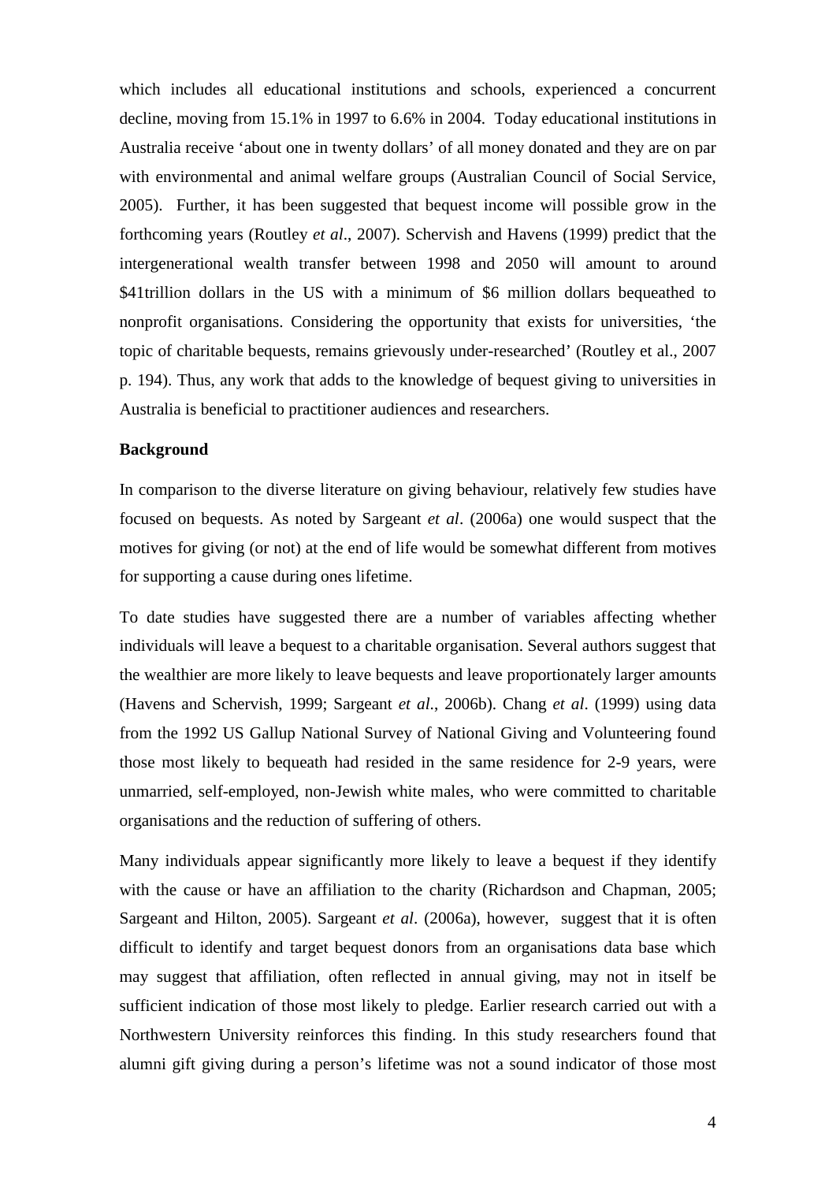which includes all educational institutions and schools, experienced a concurrent decline, moving from 15.1% in 1997 to 6.6% in 2004. Today educational institutions in Australia receive 'about one in twenty dollars' of all money donated and they are on par with environmental and animal welfare groups (Australian Council of Social Service, 2005). Further, it has been suggested that bequest income will possible grow in the forthcoming years (Routley *et al*., 2007). Schervish and Havens (1999) predict that the intergenerational wealth transfer between 1998 and 2050 will amount to around \$41trillion dollars in the US with a minimum of \$6 million dollars bequeathed to nonprofit organisations. Considering the opportunity that exists for universities, 'the topic of charitable bequests, remains grievously under-researched' (Routley et al., 2007 p. 194). Thus, any work that adds to the knowledge of bequest giving to universities in Australia is beneficial to practitioner audiences and researchers.

**Background**

In comparison to the diverse literature on giving behaviour, relatively few studies have focused on bequests. As noted by Sargeant *et al*. (2006a) one would suspect that the motives for giving (or not) at the end of life would be somewhat different from motives for supporting a cause during ones lifetime.

To date studies have suggested there are a number of variables affecting whether individuals will leave a bequest to a charitable organisation. Several authors suggest that the wealthier are more likely to leave bequests and leave proportionately larger amounts (Havens and Schervish, 1999; Sargeant *et al*., 2006b). Chang *et al*. (1999) using data from the 1992 US Gallup National Survey of National Giving and Volunteering found those most likely to bequeath had resided in the same residence for 2-9 years, were unmarried, self-employed, non-Jewish white males, who were committed to charitable organisations and the reduction of suffering of others.

Many individuals appear significantly more likely to leave a bequest if they identify with the cause or have an affiliation to the charity (Richardson and Chapman, 2005; Sargeant and Hilton, 2005). Sargeant *et al*. (2006a), however, suggest that it is often difficult to identify and target bequest donors from an organisations data base which may suggest that affiliation, often reflected in annual giving, may not in itself be sufficient indication of those most likely to pledge. Earlier research carried out with a Northwestern University reinforces this finding. In this study researchers found that alumni gift giving during a person's lifetime was not a sound indicator of those most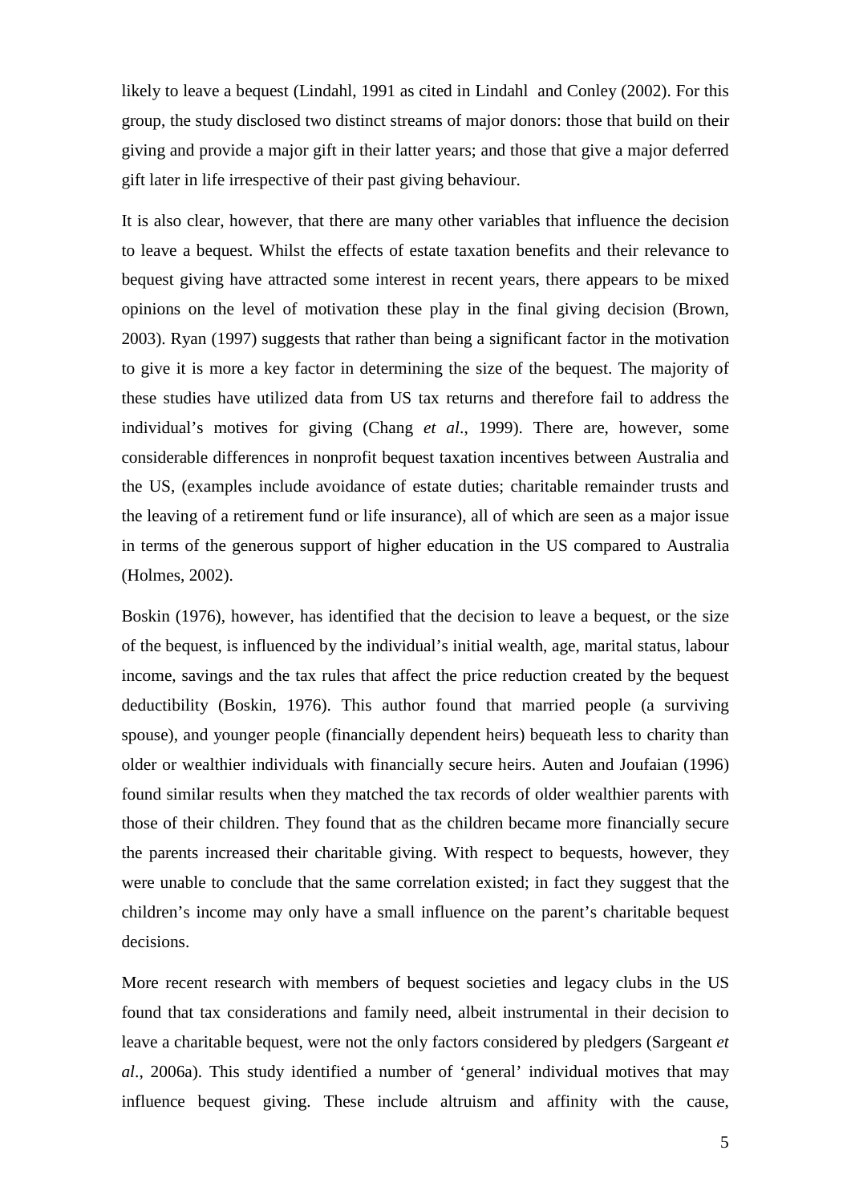likely to leave a bequest (Lindahl, 1991 as cited in Lindahl  and Conley (2002). For this group, the study disclosed two distinct streams of major donors: those that build on their giving and provide a major gift in their latter years; and those that give a major deferred gift later in life irrespective of their past giving behaviour.

It is also clear, however, that there are many other variables that influence the decision to leave a bequest. Whilst the effects of estate taxation benefits and their relevance to bequest giving have attracted some interest in recent years, there appears to be mixed opinions on the level of motivation these play in the final giving decision (Brown, 2003). Ryan (1997) suggests that rather than being a significant factor in the motivation to give it is more a key factor in determining the size of the bequest. The majority of these studies have utilized data from US tax returns and therefore fail to address the individual's motives for giving (Chang *et al*., 1999). There are, however, some considerable differences in nonprofit bequest taxation incentives between Australia and the US, (examples include avoidance of estate duties; charitable remainder trusts and the leaving of a retirement fund or life insurance), all of which are seen as a major issue in terms of the generous support of higher education in the US compared to Australia (Holmes, 2002).

Boskin (1976), however, has identified that the decision to leave a bequest, or the size of the bequest, is influenced by the individual's initial wealth, age, marital status, labour income, savings and the tax rules that affect the price reduction created by the bequest deductibility (Boskin, 1976). This author found that married people (a surviving spouse), and younger people (financially dependent heirs) bequeath less to charity than older or wealthier individuals with financially secure heirs. Auten and Joufaian (1996) found similar results when they matched the tax records of older wealthier parents with those of their children. They found that as the children became more financially secure the parents increased their charitable giving. With respect to bequests, however, they were unable to conclude that the same correlation existed; in fact they suggest that the children's income may only have a small influence on the parent's charitable bequest decisions.

More recent research with members of bequest societies and legacy clubs in the US found that tax considerations and family need, albeit instrumental in their decision to leave a charitable bequest, were not the only factors considered by pledgers (Sargeant *et al*., 2006a). This study identified a number of 'general' individual motives that may influence bequest giving. These include altruism and affinity with the cause,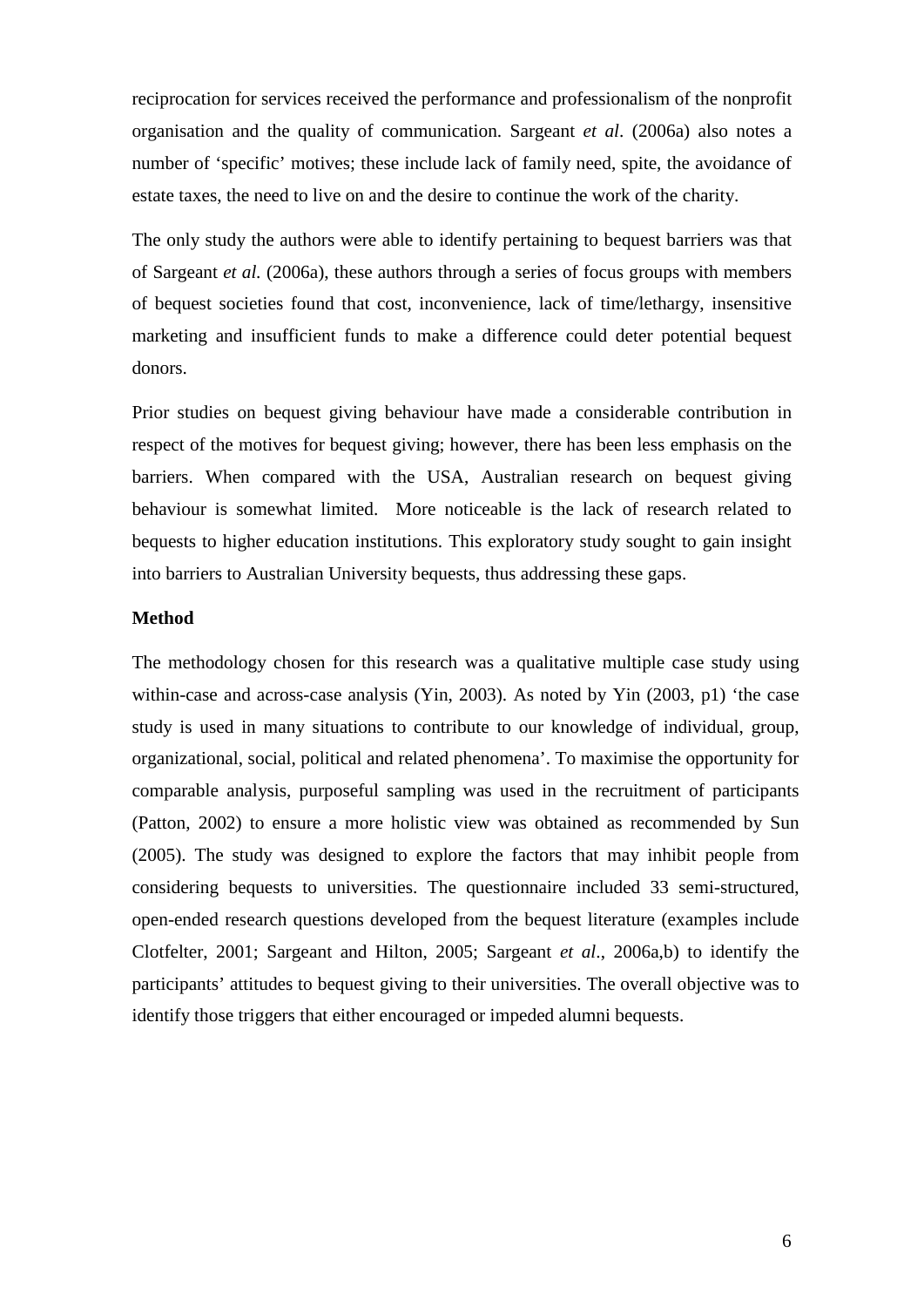reciprocation for services received the performance and professionalism of the nonprofit organisation and the quality of communication. Sargeant *et al*. (2006a) also notes a number of 'specific' motives; these include lack of family need, spite, the avoidance of estate taxes, the need to live on and the desire to continue the work of the charity.

The only study the authors were able to identify pertaining to bequest barriers was that of Sargeant *et al.* (2006a), these authors through a series of focus groups with members of bequest societies found that cost, inconvenience, lack of time/lethargy, insensitive marketing and insufficient funds to make a difference could deter potential bequest donors.

Prior studies on bequest giving behaviour have made a considerable contribution in respect of the motives for bequest giving; however, there has been less emphasis on the barriers. When compared with the USA, Australian research on bequest giving behaviour is somewhat limited. More noticeable is the lack of research related to bequests to higher education institutions. This exploratory study sought to gain insight into barriers to Australian University bequests, thus addressing these gaps.

**Method**

The methodology chosen for this research was a qualitative multiple case study using within-case and across-case analysis (Yin, 2003). As noted by Yin (2003, p1) 'the case study is used in many situations to contribute to our knowledge of individual, group, organizational, social, political and related phenomena'. To maximise the opportunity for comparable analysis, purposeful sampling was used in the recruitment of participants (Patton, 2002) to ensure a more holistic view was obtained as recommended by Sun (2005). The study was designed to explore the factors that may inhibit people from considering bequests to universities. The questionnaire included 33 semi-structured, open-ended research questions developed from the bequest literature (examples include Clotfelter, 2001; Sargeant and Hilton, 2005; Sargeant *et al*., 2006a,b) to identify the participants' attitudes to bequest giving to their universities. The overall objective was to identify those triggers that either encouraged or impeded alumni bequests.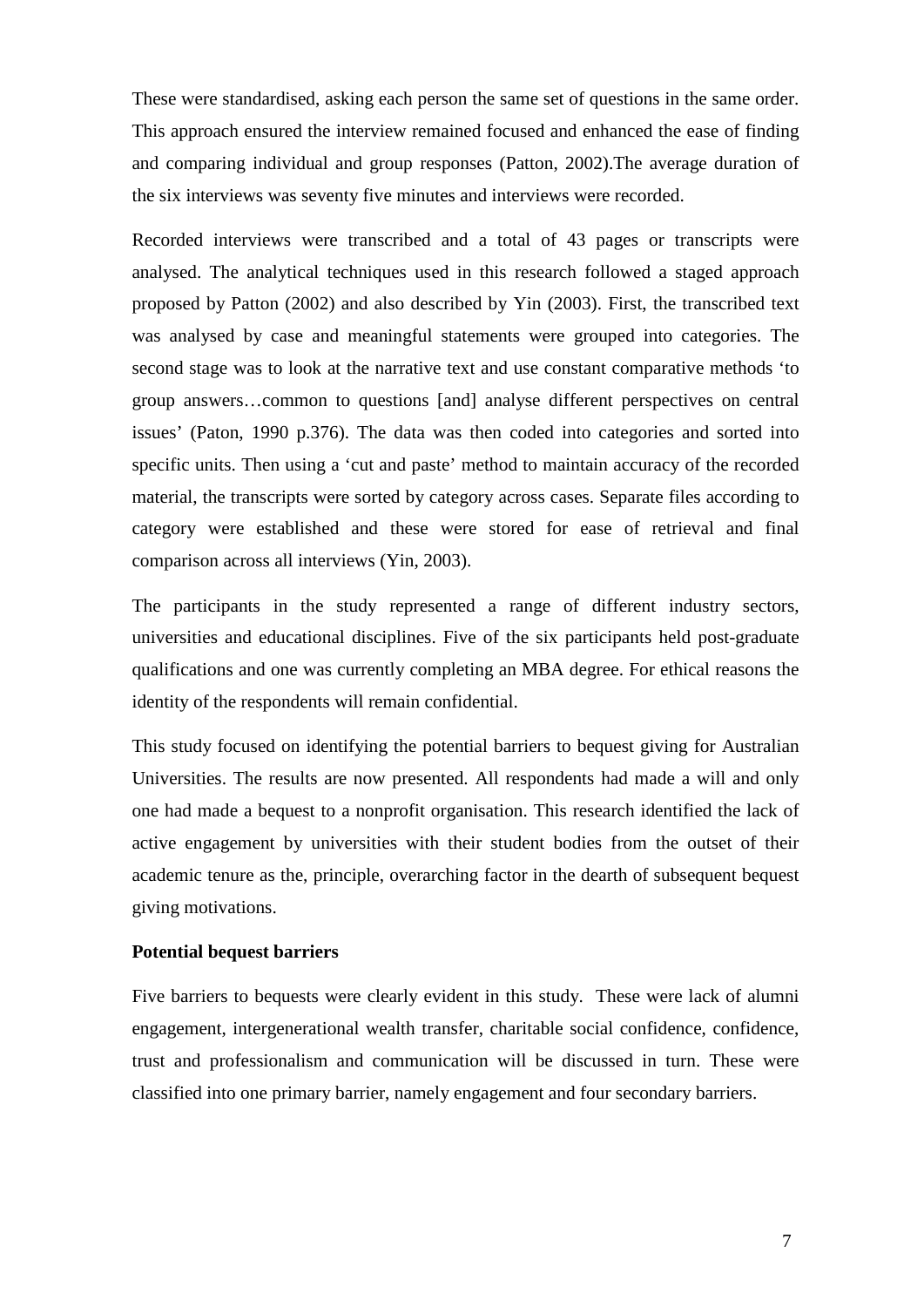These were standardised, asking each person the same set of questions in the same order. This approach ensured the interview remained focused and enhanced the ease of finding and comparing individual and group responses (Patton, 2002).The average duration of the six interviews was seventy five minutes and interviews were recorded.

Recorded interviews were transcribed and a total of 43 pages or transcripts were analysed. The analytical techniques used in this research followed a staged approach proposed by Patton (2002) and also described by Yin (2003). First, the transcribed text was analysed by case and meaningful statements were grouped into categories. The second stage was to look at the narrative text and use constant comparative methods 'to group answers…common to questions [and] analyse different perspectives on central issues' (Paton, 1990 p.376). The data was then coded into categories and sorted into specific units. Then using a 'cut and paste' method to maintain accuracy of the recorded material, the transcripts were sorted by category across cases. Separate files according to category were established and these were stored for ease of retrieval and final comparison across all interviews (Yin, 2003).

The participants in the study represented a range of different industry sectors, universities and educational disciplines. Five of the six participants held post-graduate qualifications and one was currently completing an MBA degree. For ethical reasons the identity of the respondents will remain confidential.

This study focused on identifying the potential barriers to bequest giving for Australian Universities. The results are now presented. All respondents had made a will and only one had made a bequest to a nonprofit organisation. This research identified the lack of active engagement by universities with their student bodies from the outset of their academic tenure as the, principle, overarching factor in the dearth of subsequent bequest giving motivations.

**Potential bequest barriers**

Five barriers to bequests were clearly evident in this study. These were lack of alumni engagement, intergenerational wealth transfer, charitable social confidence, confidence, trust and professionalism and communication will be discussed in turn. These were classified into one primary barrier, namely engagement and four secondary barriers.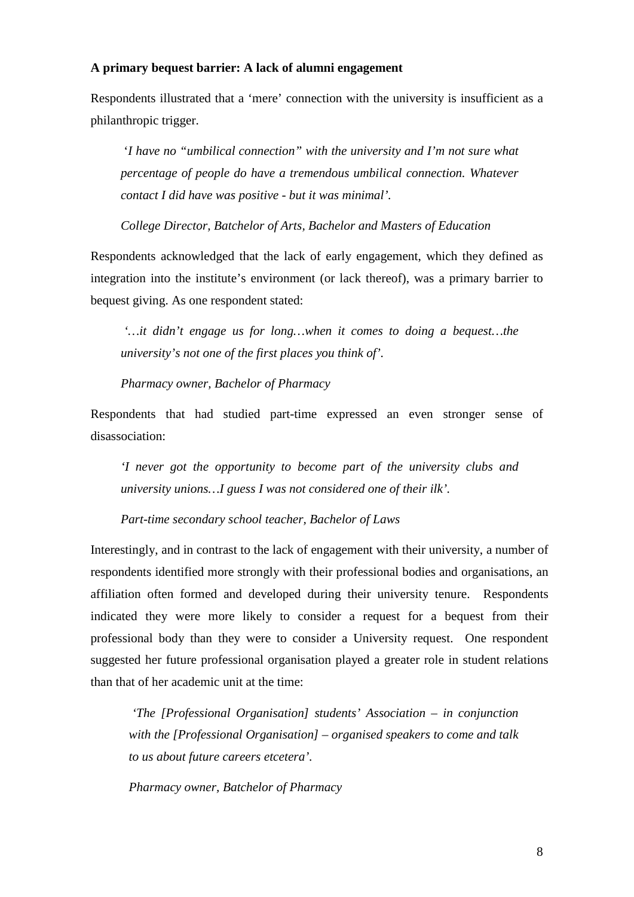**A primary bequest barrier: A lack of alumni engagement**

Respondents illustrated that a 'mere' connection with the university is insufficient as a philanthropic trigger.

> *'I have no "umbilical connection" with the university and I'm not sure what percentage of people do have a tremendous umbilical connection. Whatever contact I did have was positive - but it was minimal'.*
>
> *College Director, Batchelor of Arts, Bachelor and Masters of Education*

Respondents acknowledged that the lack of early engagement, which they defined as integration into the institute's environment (or lack thereof), was a primary barrier to bequest giving. As one respondent stated:

> *'…it didn't engage us for long…when it comes to doing a bequest…the university's not one of the first places you think of'.*
>
> *Pharmacy owner, Bachelor of Pharmacy*

Respondents that had studied part-time expressed an even stronger sense of disassociation:

> *'I never got the opportunity to become part of the university clubs and university unions…I guess I was not considered one of their ilk'.*
>
> *Part-time secondary school teacher, Bachelor of Laws*

Interestingly, and in contrast to the lack of engagement with their university, a number of respondents identified more strongly with their professional bodies and organisations, an affiliation often formed and developed during their university tenure. Respondents indicated they were more likely to consider a request for a bequest from their professional body than they were to consider a University request. One respondent suggested her future professional organisation played a greater role in student relations than that of her academic unit at the time:

> *'The [Professional Organisation] students' Association – in conjunction with the [Professional Organisation] – organised speakers to come and talk to us about future careers etcetera'.*
>
> *Pharmacy owner, Batchelor of Pharmacy*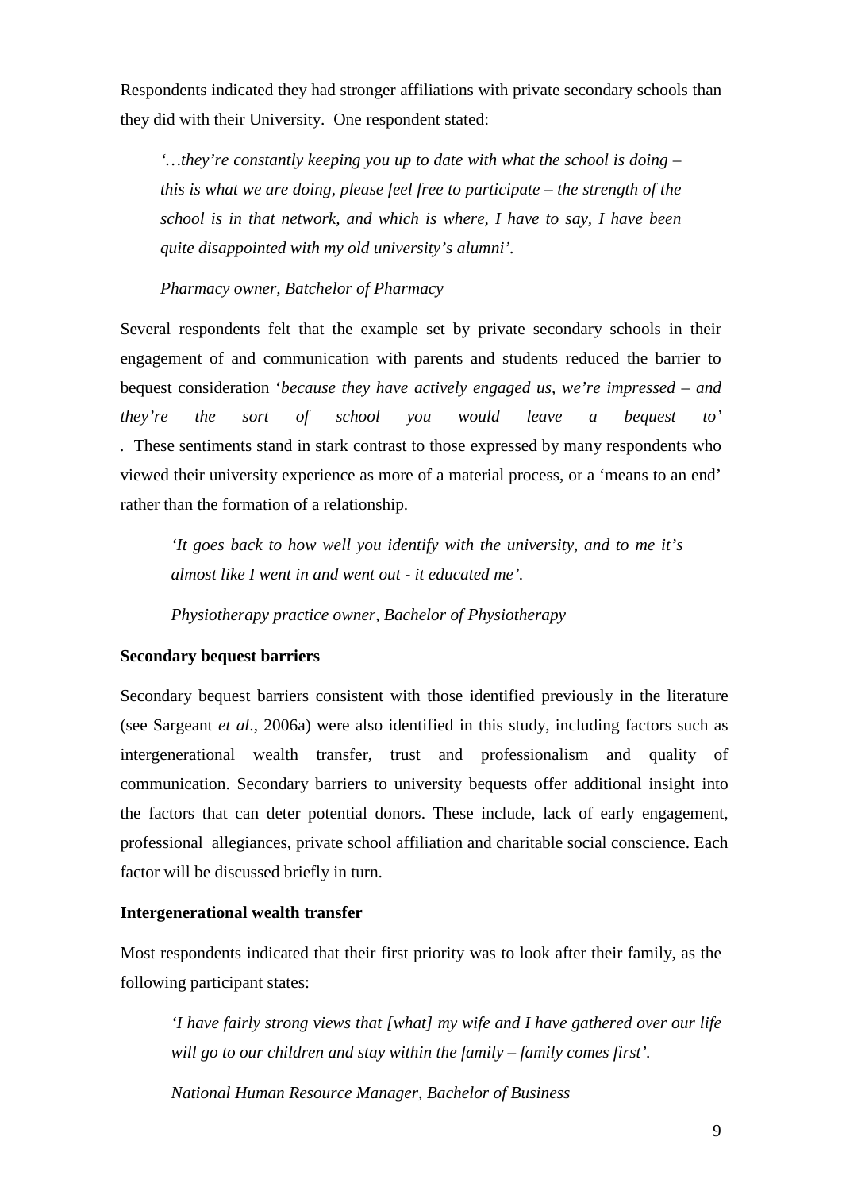Respondents indicated they had stronger affiliations with private secondary schools than they did with their University. One respondent stated:

> *'…they're constantly keeping you up to date with what the school is doing – this is what we are doing, please feel free to participate – the strength of the school is in that network, and which is where, I have to say, I have been quite disappointed with my old university's alumni'.*
>
> *Pharmacy owner, Batchelor of Pharmacy*

Several respondents felt that the example set by private secondary schools in their engagement of and communication with parents and students reduced the barrier to bequest consideration '*because they have actively engaged us, we're impressed – and they're the sort of school you would leave a bequest to'* . These sentiments stand in stark contrast to those expressed by many respondents who viewed their university experience as more of a material process, or a 'means to an end' rather than the formation of a relationship.

> *'It goes back to how well you identify with the university, and to me it's almost like I went in and went out - it educated me'.*
>
> *Physiotherapy practice owner, Bachelor of Physiotherapy*

**Secondary bequest barriers**

Secondary bequest barriers consistent with those identified previously in the literature (see Sargeant *et al*., 2006a) were also identified in this study, including factors such as intergenerational wealth transfer, trust and professionalism and quality of communication. Secondary barriers to university bequests offer additional insight into the factors that can deter potential donors. These include, lack of early engagement, professional allegiances, private school affiliation and charitable social conscience. Each factor will be discussed briefly in turn.

**Intergenerational wealth transfer**

Most respondents indicated that their first priority was to look after their family, as the following participant states:

> *'I have fairly strong views that [what] my wife and I have gathered over our life will go to our children and stay within the family – family comes first'.*
>
> *National Human Resource Manager, Bachelor of Business*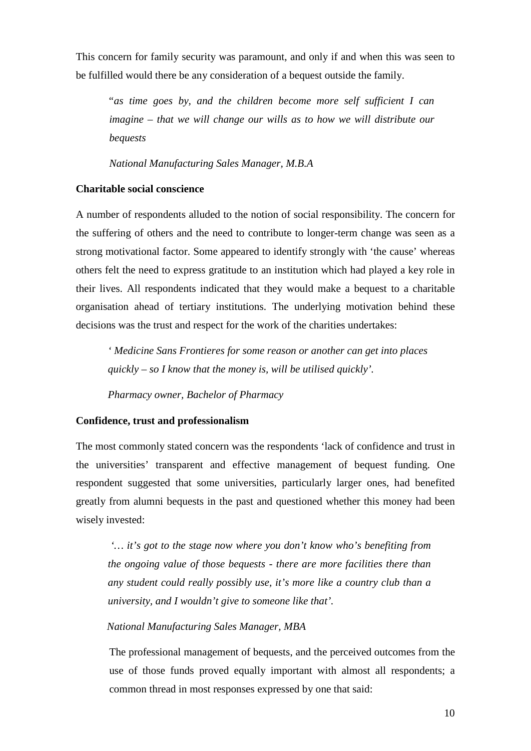This concern for family security was paramount, and only if and when this was seen to be fulfilled would there be any consideration of a bequest outside the family.

> "*as time goes by, and the children become more self sufficient I can imagine – that we will change our wills as to how we will distribute our bequests*
>
> *National Manufacturing Sales Manager, M.B.A*

**Charitable social conscience**

A number of respondents alluded to the notion of social responsibility. The concern for the suffering of others and the need to contribute to longer-term change was seen as a strong motivational factor. Some appeared to identify strongly with 'the cause' whereas others felt the need to express gratitude to an institution which had played a key role in their lives. All respondents indicated that they would make a bequest to a charitable organisation ahead of tertiary institutions. The underlying motivation behind these decisions was the trust and respect for the work of the charities undertakes:

> *' Medicine Sans Frontieres for some reason or another can get into places quickly – so I know that the money is, will be utilised quickly'.*
>
> *Pharmacy owner, Bachelor of Pharmacy*

**Confidence, trust and professionalism**

The most commonly stated concern was the respondents 'lack of confidence and trust in the universities' transparent and effective management of bequest funding. One respondent suggested that some universities, particularly larger ones, had benefited greatly from alumni bequests in the past and questioned whether this money had been wisely invested:

> *'… it's got to the stage now where you don't know who's benefiting from the ongoing value of those bequests - there are more facilities there than any student could really possibly use, it's more like a country club than a university, and I wouldn't give to someone like that'.*
>
> *National Manufacturing Sales Manager, MBA*

The professional management of bequests, and the perceived outcomes from the use of those funds proved equally important with almost all respondents; a common thread in most responses expressed by one that said: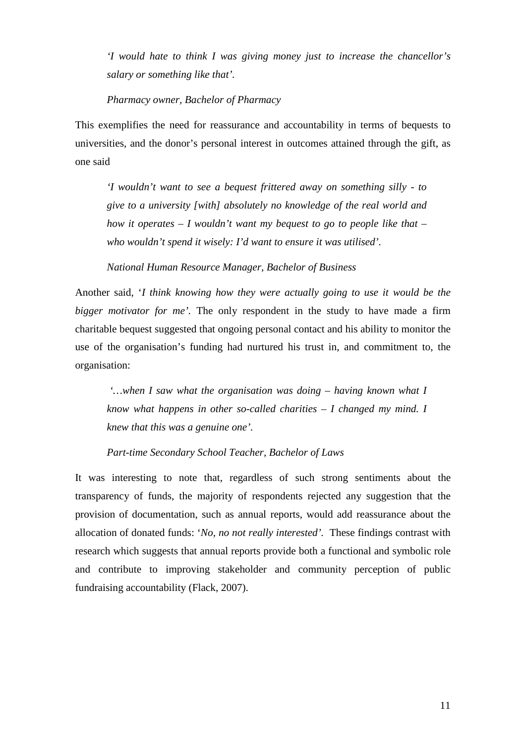> *'I would hate to think I was giving money just to increase the chancellor's salary or something like that'.*
>
> *Pharmacy owner, Bachelor of Pharmacy*

This exemplifies the need for reassurance and accountability in terms of bequests to universities, and the donor's personal interest in outcomes attained through the gift, as one said

> *'I wouldn't want to see a bequest frittered away on something silly - to give to a university [with] absolutely no knowledge of the real world and how it operates – I wouldn't want my bequest to go to people like that – who wouldn't spend it wisely: I'd want to ensure it was utilised'.*
>
> *National Human Resource Manager, Bachelor of Business*

Another said, '*I think knowing how they were actually going to use it would be the bigger motivator for me'.* The only respondent in the study to have made a firm charitable bequest suggested that ongoing personal contact and his ability to monitor the use of the organisation's funding had nurtured his trust in, and commitment to, the organisation:

> *'…when I saw what the organisation was doing – having known what I know what happens in other so-called charities – I changed my mind. I knew that this was a genuine one'.*
>
> *Part-time Secondary School Teacher, Bachelor of Laws*

It was interesting to note that, regardless of such strong sentiments about the transparency of funds, the majority of respondents rejected any suggestion that the provision of documentation, such as annual reports, would add reassurance about the allocation of donated funds: '*No, no not really interested'.* These findings contrast with research which suggests that annual reports provide both a functional and symbolic role and contribute to improving stakeholder and community perception of public fundraising accountability (Flack, 2007).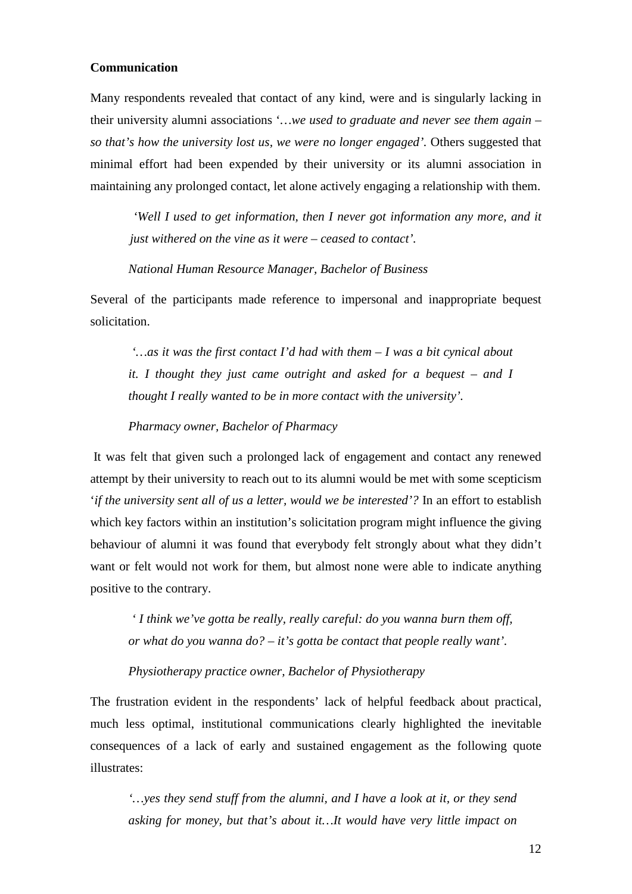**Communication**

Many respondents revealed that contact of any kind, were and is singularly lacking in their university alumni associations '…*we used to graduate and never see them again – so that's how the university lost us, we were no longer engaged'.* Others suggested that minimal effort had been expended by their university or its alumni association in maintaining any prolonged contact, let alone actively engaging a relationship with them.

> *'Well I used to get information, then I never got information any more, and it just withered on the vine as it were – ceased to contact'.*
>
> *National Human Resource Manager, Bachelor of Business*

Several of the participants made reference to impersonal and inappropriate bequest solicitation.

> *'…as it was the first contact I'd had with them – I was a bit cynical about it. I thought they just came outright and asked for a bequest – and I thought I really wanted to be in more contact with the university'.*
>
> *Pharmacy owner, Bachelor of Pharmacy*

It was felt that given such a prolonged lack of engagement and contact any renewed attempt by their university to reach out to its alumni would be met with some scepticism '*if the university sent all of us a letter, would we be interested'?* In an effort to establish which key factors within an institution's solicitation program might influence the giving behaviour of alumni it was found that everybody felt strongly about what they didn't want or felt would not work for them, but almost none were able to indicate anything positive to the contrary.

> *' I think we've gotta be really, really careful: do you wanna burn them off, or what do you wanna do? – it's gotta be contact that people really want'.*
>
> *Physiotherapy practice owner, Bachelor of Physiotherapy*

The frustration evident in the respondents' lack of helpful feedback about practical, much less optimal, institutional communications clearly highlighted the inevitable consequences of a lack of early and sustained engagement as the following quote illustrates:

> *'…yes they send stuff from the alumni, and I have a look at it, or they send asking for money, but that's about it…It would have very little impact on*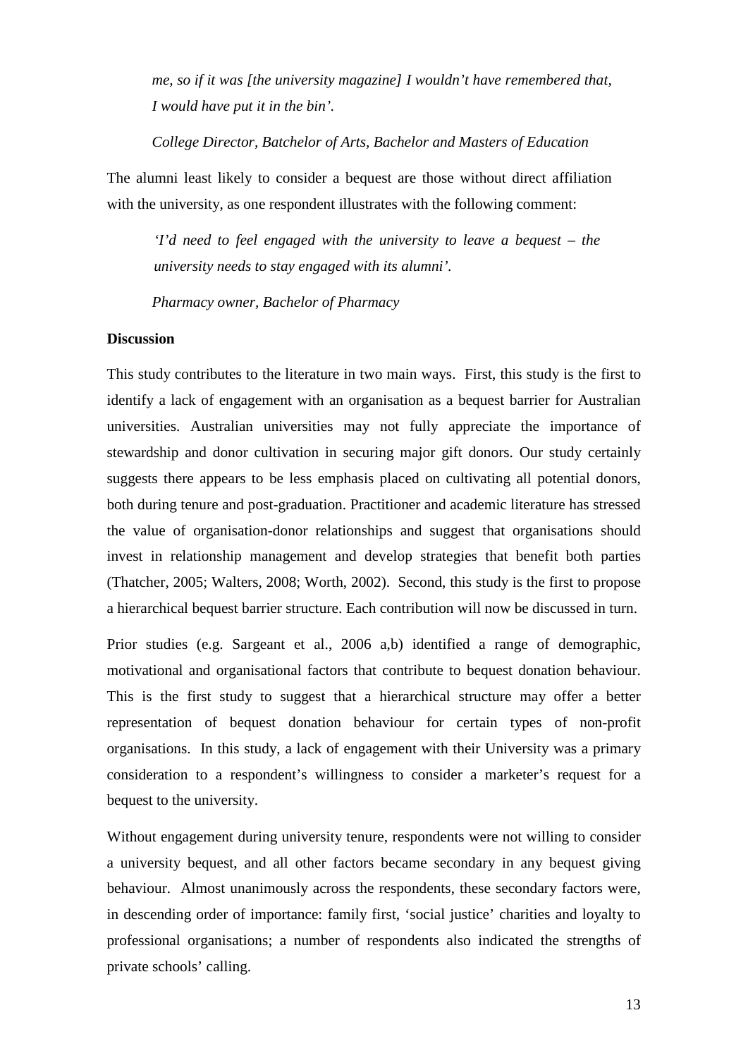*me, so if it was [the university magazine] I wouldn't have remembered that, I would have put it in the bin'.*

*College Director, Batchelor of Arts, Bachelor and Masters of Education*

The alumni least likely to consider a bequest are those without direct affiliation with the university, as one respondent illustrates with the following comment:

*'I'd need to feel engaged with the university to leave a bequest – the university needs to stay engaged with its alumni'.*

*Pharmacy owner, Bachelor of Pharmacy*

**Discussion**

This study contributes to the literature in two main ways. First, this study is the first to identify a lack of engagement with an organisation as a bequest barrier for Australian universities. Australian universities may not fully appreciate the importance of stewardship and donor cultivation in securing major gift donors. Our study certainly suggests there appears to be less emphasis placed on cultivating all potential donors, both during tenure and post-graduation. Practitioner and academic literature has stressed the value of organisation-donor relationships and suggest that organisations should invest in relationship management and develop strategies that benefit both parties (Thatcher, 2005; Walters, 2008; Worth, 2002). Second, this study is the first to propose a hierarchical bequest barrier structure. Each contribution will now be discussed in turn.

Prior studies (e.g. Sargeant et al., 2006 a,b) identified a range of demographic, motivational and organisational factors that contribute to bequest donation behaviour. This is the first study to suggest that a hierarchical structure may offer a better representation of bequest donation behaviour for certain types of non-profit organisations. In this study, a lack of engagement with their University was a primary consideration to a respondent's willingness to consider a marketer's request for a bequest to the university.

Without engagement during university tenure, respondents were not willing to consider a university bequest, and all other factors became secondary in any bequest giving behaviour. Almost unanimously across the respondents, these secondary factors were, in descending order of importance: family first, 'social justice' charities and loyalty to professional organisations; a number of respondents also indicated the strengths of private schools' calling.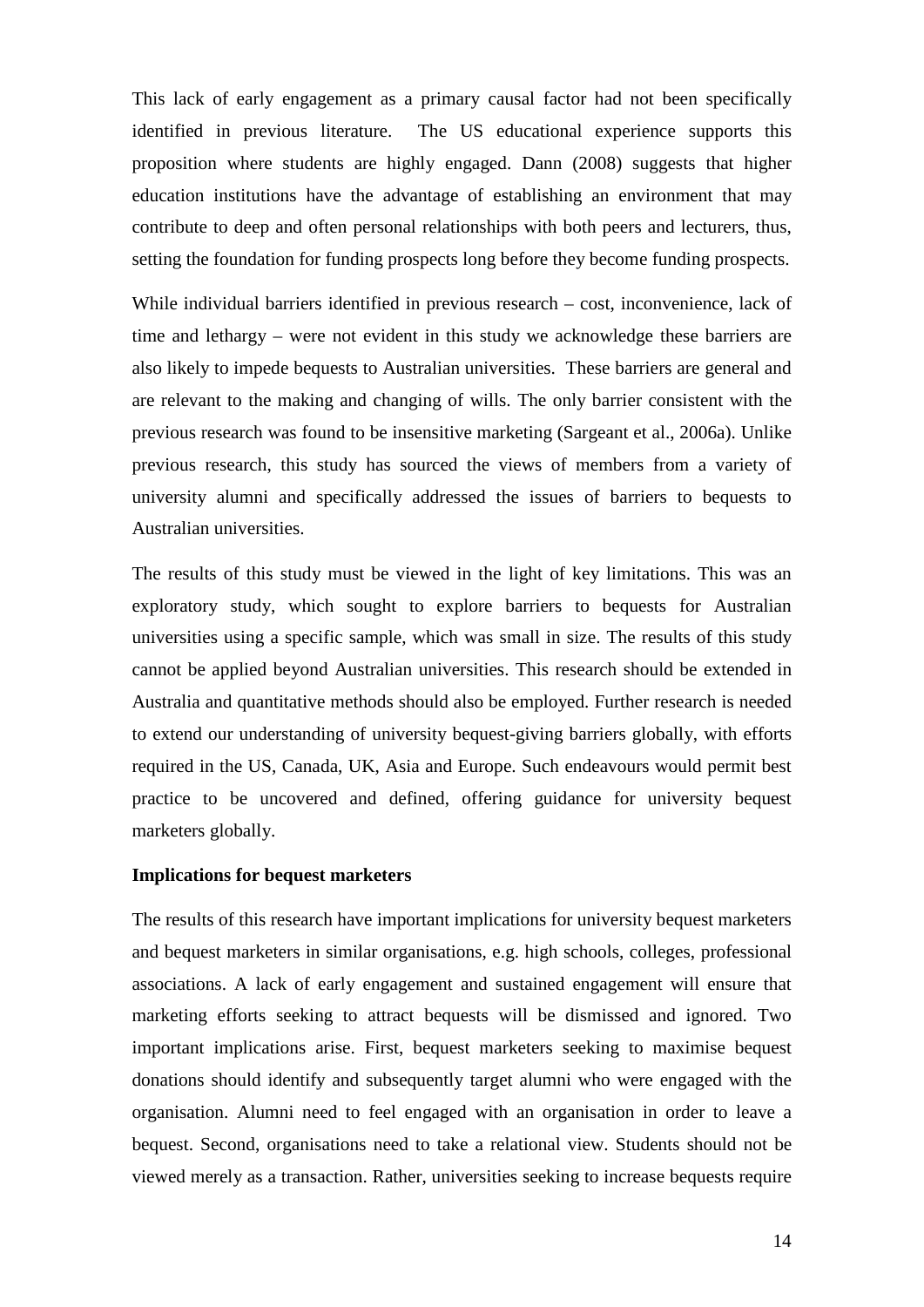This lack of early engagement as a primary causal factor had not been specifically identified in previous literature. The US educational experience supports this proposition where students are highly engaged. Dann (2008) suggests that higher education institutions have the advantage of establishing an environment that may contribute to deep and often personal relationships with both peers and lecturers, thus, setting the foundation for funding prospects long before they become funding prospects.

While individual barriers identified in previous research – cost, inconvenience, lack of time and lethargy – were not evident in this study we acknowledge these barriers are also likely to impede bequests to Australian universities. These barriers are general and are relevant to the making and changing of wills. The only barrier consistent with the previous research was found to be insensitive marketing (Sargeant et al., 2006a). Unlike previous research, this study has sourced the views of members from a variety of university alumni and specifically addressed the issues of barriers to bequests to Australian universities.

The results of this study must be viewed in the light of key limitations. This was an exploratory study, which sought to explore barriers to bequests for Australian universities using a specific sample, which was small in size. The results of this study cannot be applied beyond Australian universities. This research should be extended in Australia and quantitative methods should also be employed. Further research is needed to extend our understanding of university bequest-giving barriers globally, with efforts required in the US, Canada, UK, Asia and Europe. Such endeavours would permit best practice to be uncovered and defined, offering guidance for university bequest marketers globally.

**Implications for bequest marketers**

The results of this research have important implications for university bequest marketers and bequest marketers in similar organisations, e.g. high schools, colleges, professional associations. A lack of early engagement and sustained engagement will ensure that marketing efforts seeking to attract bequests will be dismissed and ignored. Two important implications arise. First, bequest marketers seeking to maximise bequest donations should identify and subsequently target alumni who were engaged with the organisation. Alumni need to feel engaged with an organisation in order to leave a bequest. Second, organisations need to take a relational view. Students should not be viewed merely as a transaction. Rather, universities seeking to increase bequests require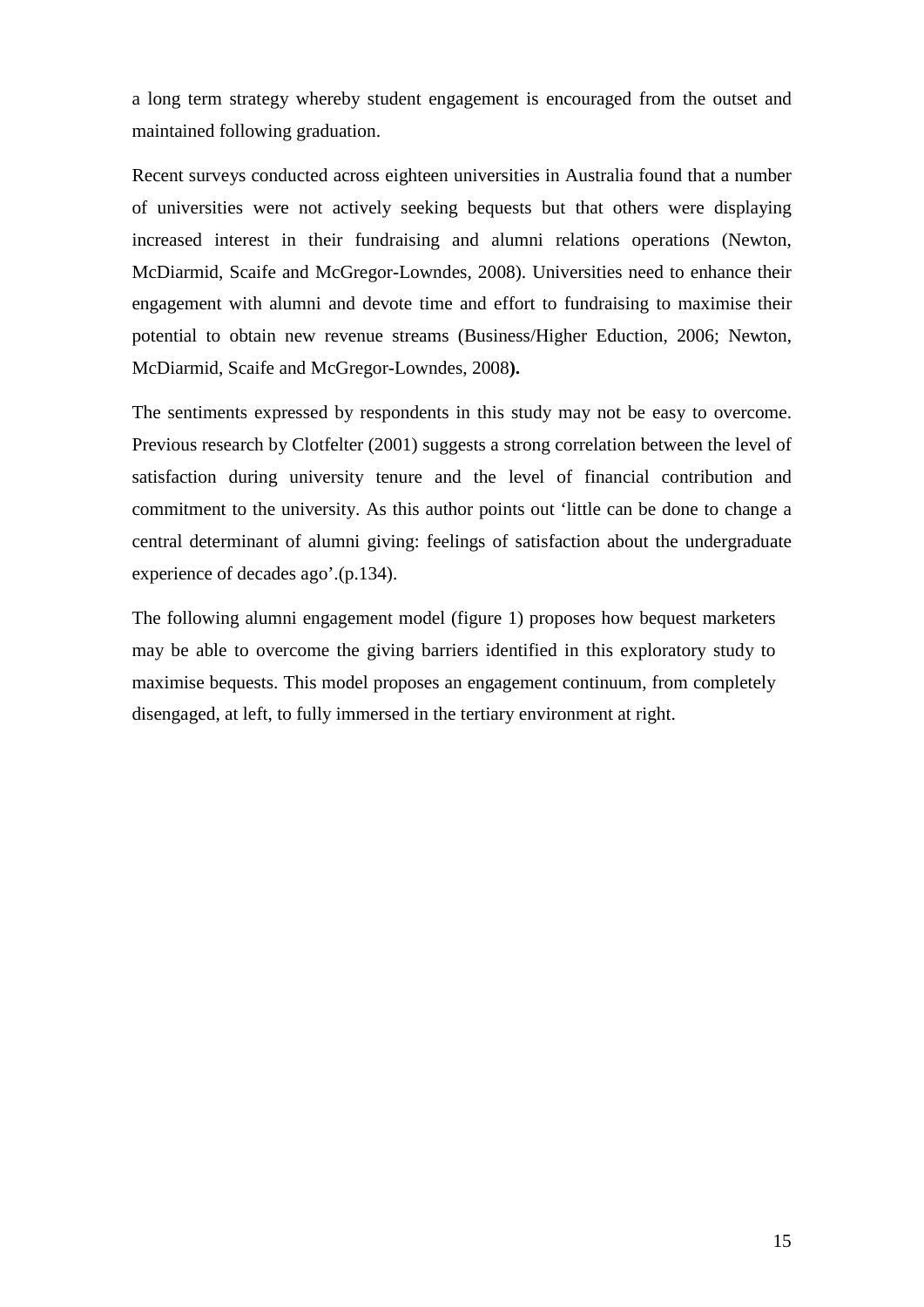a long term strategy whereby student engagement is encouraged from the outset and maintained following graduation.

Recent surveys conducted across eighteen universities in Australia found that a number of universities were not actively seeking bequests but that others were displaying increased interest in their fundraising and alumni relations operations (Newton, McDiarmid, Scaife and McGregor-Lowndes, 2008). Universities need to enhance their engagement with alumni and devote time and effort to fundraising to maximise their potential to obtain new revenue streams (Business/Higher Eduction, 2006; Newton, McDiarmid, Scaife and McGregor-Lowndes, 2008**).**

The sentiments expressed by respondents in this study may not be easy to overcome. Previous research by Clotfelter (2001) suggests a strong correlation between the level of satisfaction during university tenure and the level of financial contribution and commitment to the university. As this author points out 'little can be done to change a central determinant of alumni giving: feelings of satisfaction about the undergraduate experience of decades ago'.(p.134).

The following alumni engagement model (figure 1) proposes how bequest marketers may be able to overcome the giving barriers identified in this exploratory study to maximise bequests. This model proposes an engagement continuum, from completely disengaged, at left, to fully immersed in the tertiary environment at right.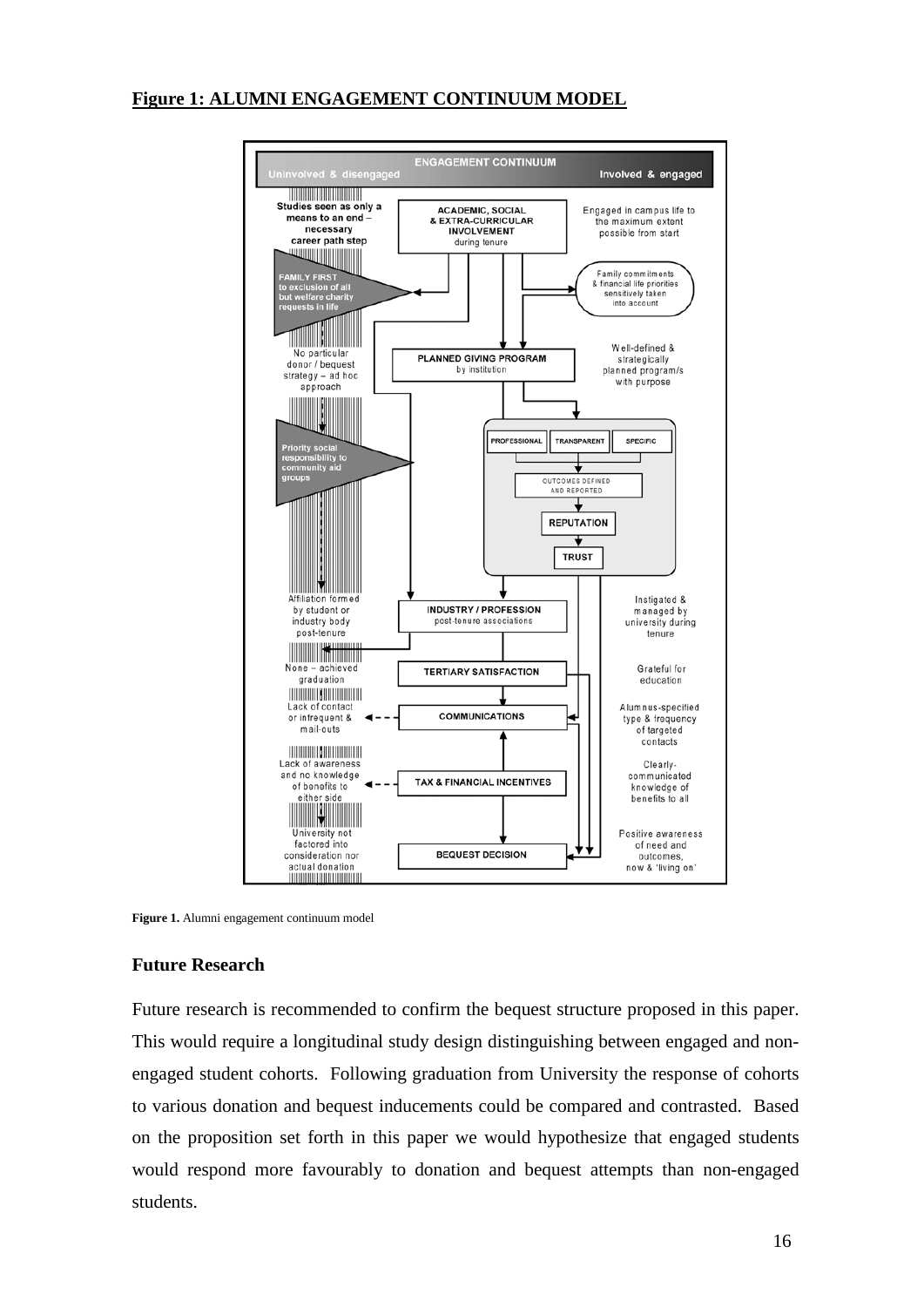**Figure 1: ALUMNI ENGAGEMENT CONTINUUM MODEL**

**Figure 1.** Alumni engagement continuum model

## Future Research

Future research is recommended to confirm the bequest structure proposed in this paper. This would require a longitudinal study design distinguishing between engaged and non-engaged student cohorts. Following graduation from University the response of cohorts to various donation and bequest inducements could be compared and contrasted. Based on the proposition set forth in this paper we would hypothesize that engaged students would respond more favourably to donation and bequest attempts than non-engaged students.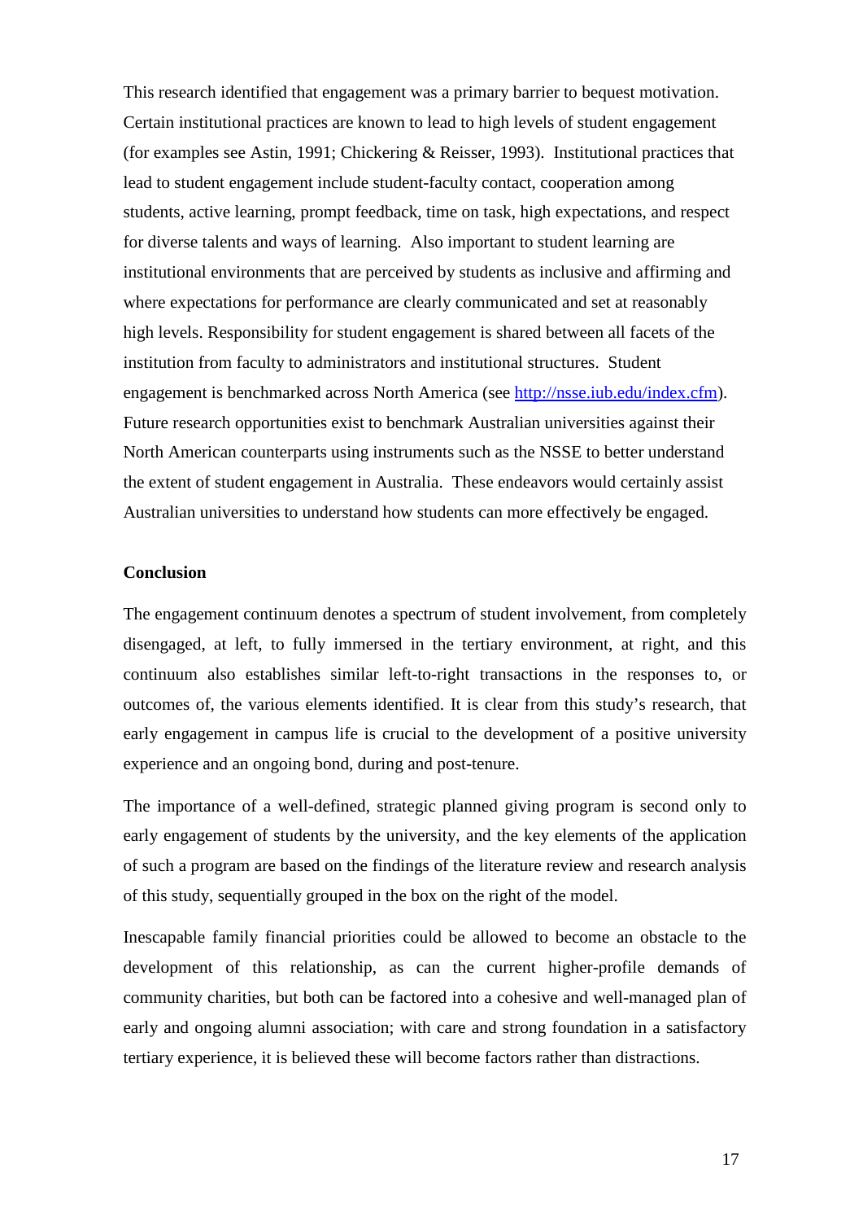This research identified that engagement was a primary barrier to bequest motivation. Certain institutional practices are known to lead to high levels of student engagement (for examples see Astin, 1991; Chickering & Reisser, 1993). Institutional practices that lead to student engagement include student-faculty contact, cooperation among students, active learning, prompt feedback, time on task, high expectations, and respect for diverse talents and ways of learning. Also important to student learning are institutional environments that are perceived by students as inclusive and affirming and where expectations for performance are clearly communicated and set at reasonably high levels. Responsibility for student engagement is shared between all facets of the institution from faculty to administrators and institutional structures. Student engagement is benchmarked across North America (see http://nsse.iub.edu/index.cfm). Future research opportunities exist to benchmark Australian universities against their North American counterparts using instruments such as the NSSE to better understand the extent of student engagement in Australia. These endeavors would certainly assist Australian universities to understand how students can more effectively be engaged.

**Conclusion**

The engagement continuum denotes a spectrum of student involvement, from completely disengaged, at left, to fully immersed in the tertiary environment, at right, and this continuum also establishes similar left-to-right transactions in the responses to, or outcomes of, the various elements identified. It is clear from this study's research, that early engagement in campus life is crucial to the development of a positive university experience and an ongoing bond, during and post-tenure.

The importance of a well-defined, strategic planned giving program is second only to early engagement of students by the university, and the key elements of the application of such a program are based on the findings of the literature review and research analysis of this study, sequentially grouped in the box on the right of the model.

Inescapable family financial priorities could be allowed to become an obstacle to the development of this relationship, as can the current higher-profile demands of community charities, but both can be factored into a cohesive and well-managed plan of early and ongoing alumni association; with care and strong foundation in a satisfactory tertiary experience, it is believed these will become factors rather than distractions.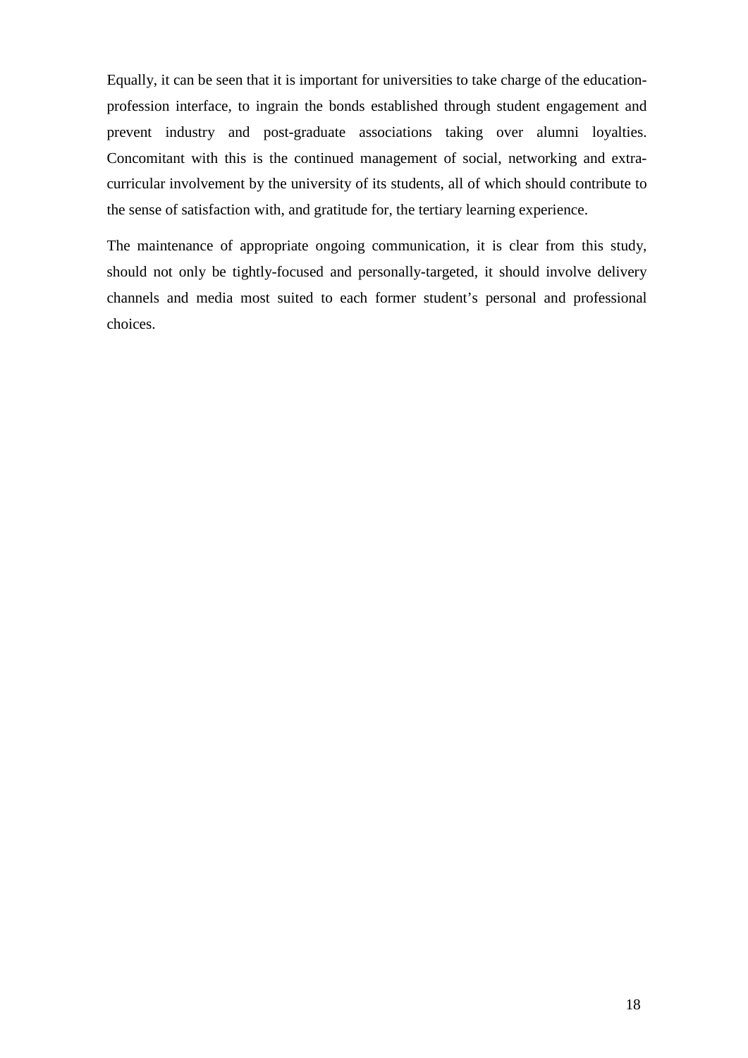Equally, it can be seen that it is important for universities to take charge of the education-profession interface, to ingrain the bonds established through student engagement and prevent industry and post-graduate associations taking over alumni loyalties. Concomitant with this is the continued management of social, networking and extra-curricular involvement by the university of its students, all of which should contribute to the sense of satisfaction with, and gratitude for, the tertiary learning experience.

The maintenance of appropriate ongoing communication, it is clear from this study, should not only be tightly-focused and personally-targeted, it should involve delivery channels and media most suited to each former student's personal and professional choices.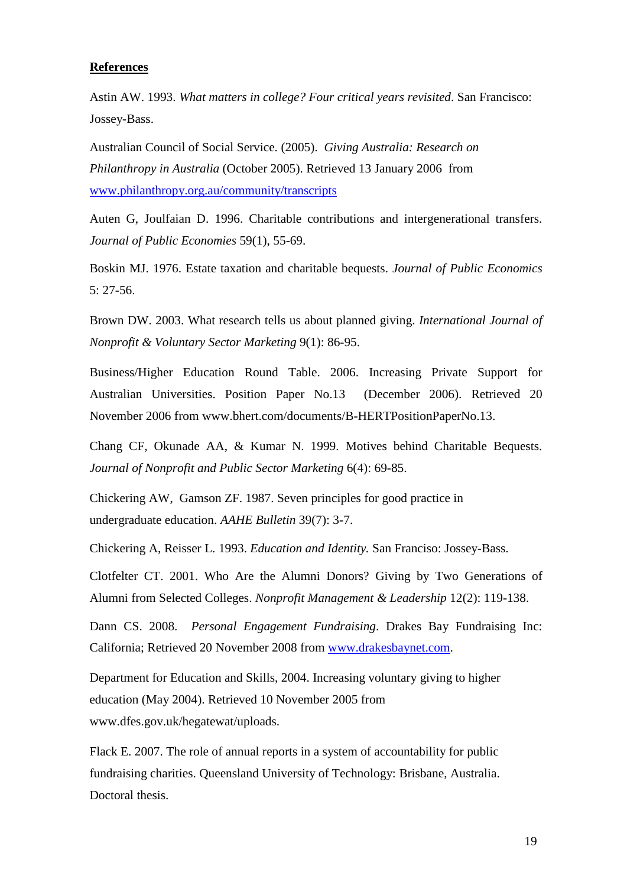**References**

Astin AW. 1993. *What matters in college? Four critical years revisited*. San Francisco: Jossey-Bass.

Australian Council of Social Service. (2005). *Giving Australia: Research on Philanthropy in Australia* (October 2005). Retrieved 13 January 2006 from www.philanthropy.org.au/community/transcripts

Auten G, Joulfaian D. 1996. Charitable contributions and intergenerational transfers. *Journal of Public Economies* 59(1), 55-69.

Boskin MJ. 1976. Estate taxation and charitable bequests. *Journal of Public Economics* 5: 27-56.

Brown DW. 2003. What research tells us about planned giving. *International Journal of Nonprofit & Voluntary Sector Marketing* 9(1): 86-95.

Business/Higher Education Round Table. 2006. Increasing Private Support for Australian Universities. Position Paper No.13 (December 2006). Retrieved 20 November 2006 from www.bhert.com/documents/B-HERTPositionPaperNo.13.

Chang CF, Okunade AA, & Kumar N. 1999. Motives behind Charitable Bequests. *Journal of Nonprofit and Public Sector Marketing* 6(4): 69-85.

Chickering AW, Gamson ZF. 1987. Seven principles for good practice in undergraduate education. *AAHE Bulletin* 39(7): 3-7.

Chickering A, Reisser L. 1993. *Education and Identity.* San Franciso: Jossey-Bass.

Clotfelter CT. 2001. Who Are the Alumni Donors? Giving by Two Generations of Alumni from Selected Colleges. *Nonprofit Management & Leadership* 12(2): 119-138.

Dann CS. 2008. *Personal Engagement Fundraising*. Drakes Bay Fundraising Inc: California; Retrieved 20 November 2008 from www.drakesbaynet.com.

Department for Education and Skills, 2004. Increasing voluntary giving to higher education (May 2004). Retrieved 10 November 2005 from www.dfes.gov.uk/hegatewat/uploads.

Flack E. 2007. The role of annual reports in a system of accountability for public fundraising charities. Queensland University of Technology: Brisbane, Australia. Doctoral thesis.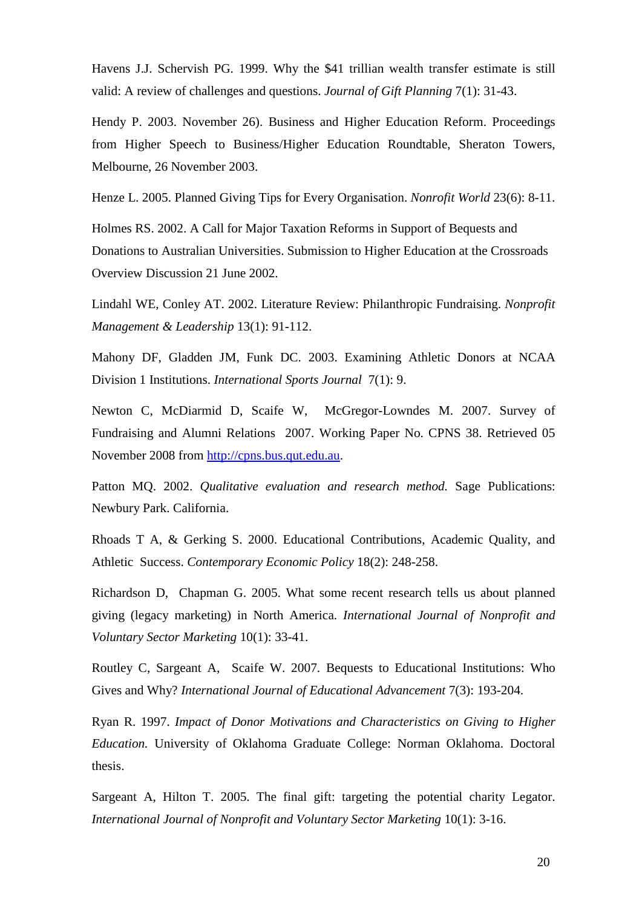Havens J.J. Schervish PG. 1999. Why the $41 trillian wealth transfer estimate is still valid: A review of challenges and questions. *Journal of Gift Planning* 7(1): 31-43.

Hendy P. 2003. November 26). Business and Higher Education Reform. Proceedings from Higher Speech to Business/Higher Education Roundtable, Sheraton Towers, Melbourne, 26 November 2003.

Henze L. 2005. Planned Giving Tips for Every Organisation. *Nonrofit World* 23(6): 8-11.

Holmes RS. 2002. A Call for Major Taxation Reforms in Support of Bequests and Donations to Australian Universities. Submission to Higher Education at the Crossroads Overview Discussion 21 June 2002.

Lindahl WE, Conley AT. 2002. Literature Review: Philanthropic Fundraising. *Nonprofit Management & Leadership* 13(1): 91-112.

Mahony DF, Gladden JM, Funk DC. 2003. Examining Athletic Donors at NCAA Division 1 Institutions. *International Sports Journal* 7(1): 9.

Newton C, McDiarmid D, Scaife W, McGregor-Lowndes M. 2007. Survey of Fundraising and Alumni Relations 2007. Working Paper No. CPNS 38. Retrieved 05 November 2008 from [http://cpns.bus.qut.edu.au](http://cpns.bus.qut.edu.au).

Patton MQ. 2002. *Qualitative evaluation and research method.* Sage Publications: Newbury Park. California.

Rhoads T A, & Gerking S. 2000. Educational Contributions, Academic Quality, and Athletic Success. *Contemporary Economic Policy* 18(2): 248-258.

Richardson D, Chapman G. 2005. What some recent research tells us about planned giving (legacy marketing) in North America. *International Journal of Nonprofit and Voluntary Sector Marketing* 10(1): 33-41.

Routley C, Sargeant A, Scaife W. 2007. Bequests to Educational Institutions: Who Gives and Why? *International Journal of Educational Advancement* 7(3): 193-204.

Ryan R. 1997. *Impact of Donor Motivations and Characteristics on Giving to Higher Education.* University of Oklahoma Graduate College: Norman Oklahoma. Doctoral thesis.

Sargeant A, Hilton T. 2005. The final gift: targeting the potential charity Legator. *International Journal of Nonprofit and Voluntary Sector Marketing* 10(1): 3-16.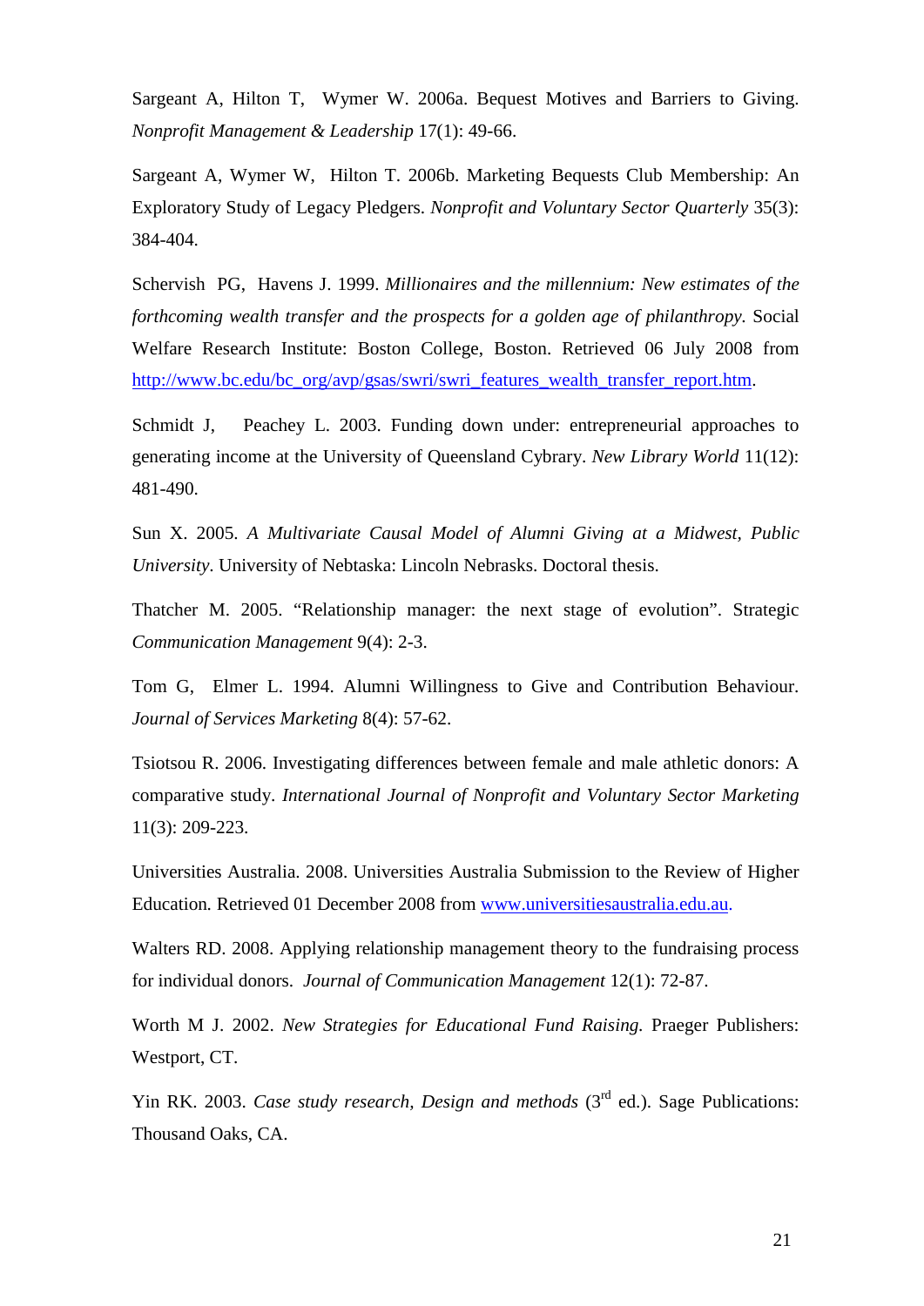Sargeant A, Hilton T, Wymer W. 2006a. Bequest Motives and Barriers to Giving. *Nonprofit Management & Leadership* 17(1): 49-66.

Sargeant A, Wymer W, Hilton T. 2006b. Marketing Bequests Club Membership: An Exploratory Study of Legacy Pledgers. *Nonprofit and Voluntary Sector Quarterly* 35(3): 384-404.

Schervish PG, Havens J. 1999. *Millionaires and the millennium: New estimates of the forthcoming wealth transfer and the prospects for a golden age of philanthropy.* Social Welfare Research Institute: Boston College, Boston. Retrieved 06 July 2008 from http://www.bc.edu/bc_org/avp/gsas/swri/swri_features_wealth_transfer_report.htm.

Schmidt J, Peachey L. 2003. Funding down under: entrepreneurial approaches to generating income at the University of Queensland Cybrary. *New Library World* 11(12): 481-490.

Sun X. 2005. *A Multivariate Causal Model of Alumni Giving at a Midwest, Public University*. University of Nebtaska: Lincoln Nebrasks. Doctoral thesis.

Thatcher M. 2005. "Relationship manager: the next stage of evolution". Strategic *Communication Management* 9(4): 2-3.

Tom G, Elmer L. 1994. Alumni Willingness to Give and Contribution Behaviour. *Journal of Services Marketing* 8(4): 57-62.

Tsiotsou R. 2006. Investigating differences between female and male athletic donors: A comparative study. *International Journal of Nonprofit and Voluntary Sector Marketing* 11(3): 209-223.

Universities Australia. 2008. Universities Australia Submission to the Review of Higher Education. Retrieved 01 December 2008 from www.universitiesaustralia.edu.au.

Walters RD. 2008. Applying relationship management theory to the fundraising process for individual donors. *Journal of Communication Management* 12(1): 72-87.

Worth M J. 2002. *New Strategies for Educational Fund Raising.* Praeger Publishers: Westport, CT.

Yin RK. 2003. *Case study research, Design and methods* (3rd ed.). Sage Publications: Thousand Oaks, CA.